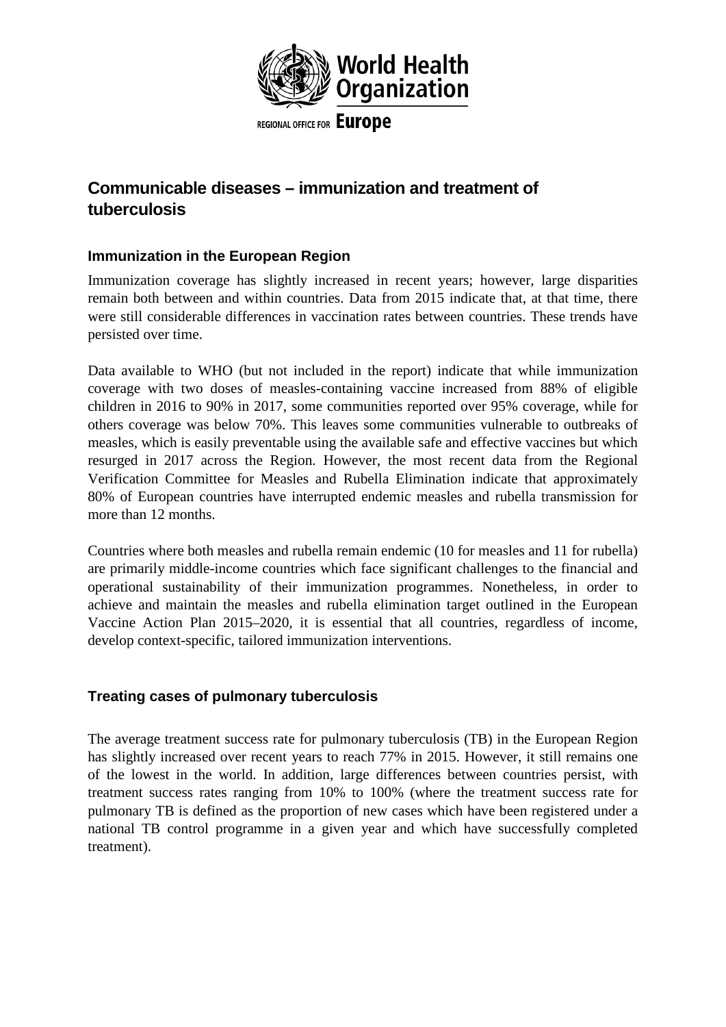World Health Organization

REGIONAL OFFICE FOR Europe

# Communicable diseases – immunization and treatment of tuberculosis

## Immunization in the European Region

Immunization coverage has slightly increased in recent years; however, large disparities remain both between and within countries. Data from 2015 indicate that, at that time, there were still considerable differences in vaccination rates between countries. These trends have persisted over time.

Data available to WHO (but not included in the report) indicate that while immunization coverage with two doses of measles-containing vaccine increased from 88% of eligible children in 2016 to 90% in 2017, some communities reported over 95% coverage, while for others coverage was below 70%. This leaves some communities vulnerable to outbreaks of measles, which is easily preventable using the available safe and effective vaccines but which resurged in 2017 across the Region. However, the most recent data from the Regional Verification Committee for Measles and Rubella Elimination indicate that approximately 80% of European countries have interrupted endemic measles and rubella transmission for more than 12 months.

Countries where both measles and rubella remain endemic (10 for measles and 11 for rubella) are primarily middle-income countries which face significant challenges to the financial and operational sustainability of their immunization programmes. Nonetheless, in order to achieve and maintain the measles and rubella elimination target outlined in the European Vaccine Action Plan 2015–2020, it is essential that all countries, regardless of income, develop context-specific, tailored immunization interventions.

## Treating cases of pulmonary tuberculosis

The average treatment success rate for pulmonary tuberculosis (TB) in the European Region has slightly increased over recent years to reach 77% in 2015. However, it still remains one of the lowest in the world. In addition, large differences between countries persist, with treatment success rates ranging from 10% to 100% (where the treatment success rate for pulmonary TB is defined as the proportion of new cases which have been registered under a national TB control programme in a given year and which have successfully completed treatment).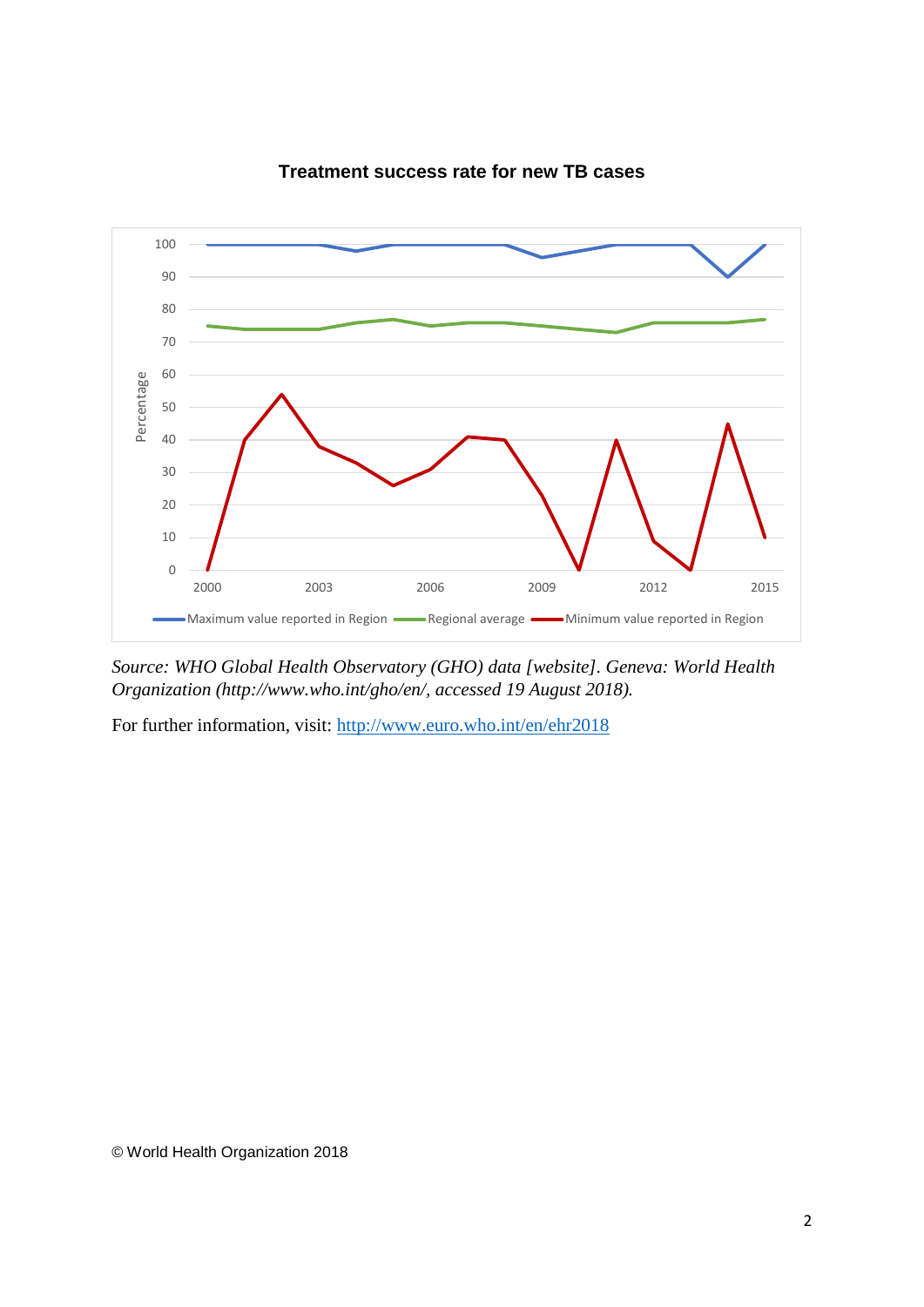**Treatment success rate for new TB cases**

100
90
80
70
60
50
40
30
20
10
0

Percentage

2000
2003
2006
2009
2012
2015

Maximum value reported in Region
Regional average
Minimum value reported in Region

*Source: WHO Global Health Observatory (GHO) data [website]. Geneva: World Health Organization (http://www.who.int/gho/en/, accessed 19 August 2018).*

For further information, visit: [http://www.euro.who.int/en/ehr2018](http://www.euro.who.int/en/ehr2018)

© World Health Organization 2018